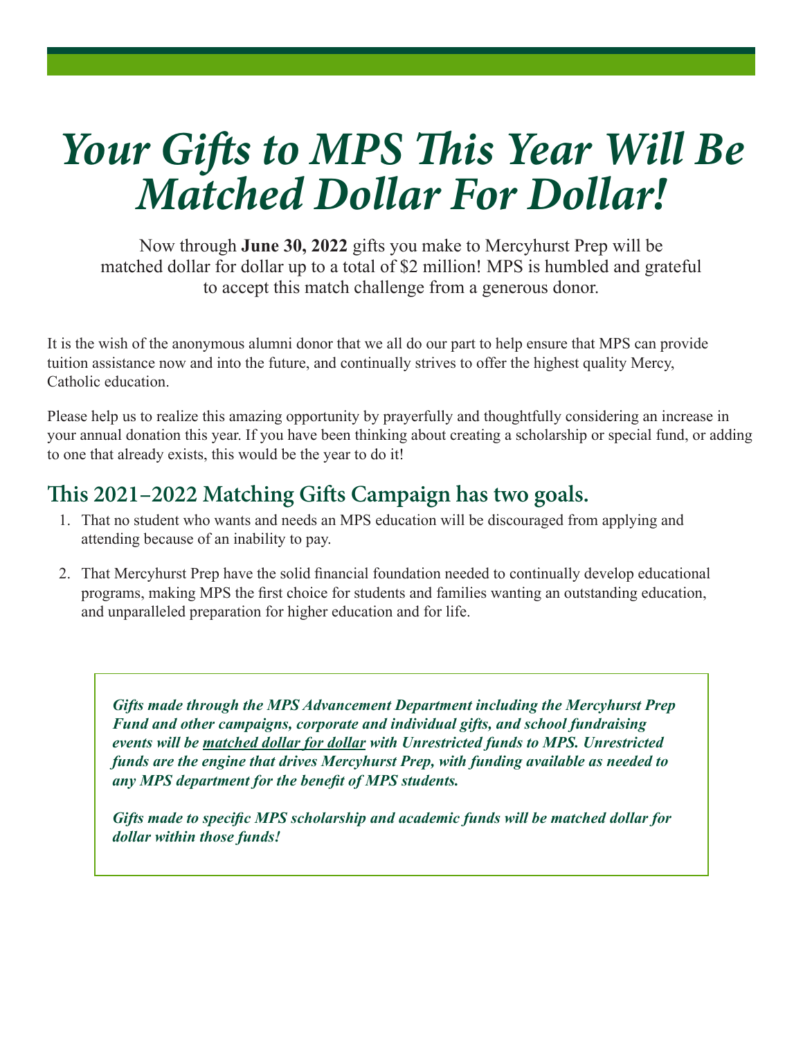# *Your Gifts to MPS This Year Will Be Matched Dollar For Dollar!*

Now through **June 30, 2022** gifts you make to Mercyhurst Prep will be matched dollar for dollar up to a total of $2 million! MPS is humbled and grateful to accept this match challenge from a generous donor.

It is the wish of the anonymous alumni donor that we all do our part to help ensure that MPS can provide tuition assistance now and into the future, and continually strives to offer the highest quality Mercy, Catholic education.

Please help us to realize this amazing opportunity by prayerfully and thoughtfully considering an increase in your annual donation this year. If you have been thinking about creating a scholarship or special fund, or adding to one that already exists, this would be the year to do it!

## This 2021–2022 Matching Gifts Campaign has two goals.

1. That no student who wants and needs an MPS education will be discouraged from applying and attending because of an inability to pay.
2. That Mercyhurst Prep have the solid financial foundation needed to continually develop educational programs, making MPS the first choice for students and families wanting an outstanding education, and unparalleled preparation for higher education and for life.

***Gifts made through the MPS Advancement Department including the Mercyhurst Prep Fund and other campaigns, corporate and individual gifts, and school fundraising events will be <u>matched dollar for dollar</u> with Unrestricted funds to MPS. Unrestricted funds are the engine that drives Mercyhurst Prep, with funding available as needed to any MPS department for the benefit of MPS students.***

***Gifts made to specific MPS scholarship and academic funds will be matched dollar for dollar within those funds!***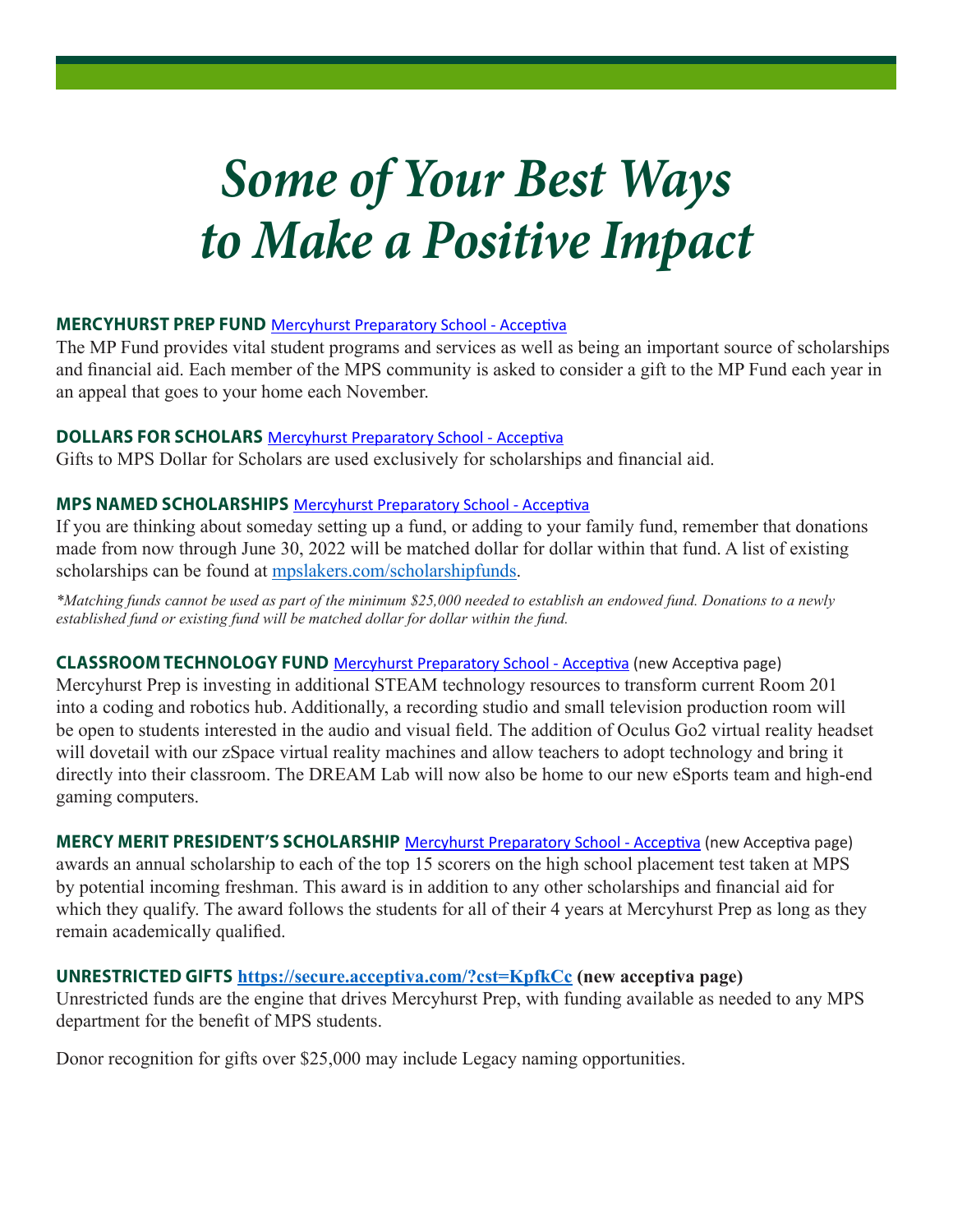# *Some of Your Best Ways to Make a Positive Impact*

**MERCYHURST PREP FUND** [Mercyhurst Preparatory School - Acceptiva]

The MP Fund provides vital student programs and services as well as being an important source of scholarships and financial aid. Each member of the MPS community is asked to consider a gift to the MP Fund each year in an appeal that goes to your home each November.

**DOLLARS FOR SCHOLARS** [Mercyhurst Preparatory School - Acceptiva]

Gifts to MPS Dollar for Scholars are used exclusively for scholarships and financial aid.

**MPS NAMED SCHOLARSHIPS** [Mercyhurst Preparatory School - Acceptiva]

If you are thinking about someday setting up a fund, or adding to your family fund, remember that donations made from now through June 30, 2022 will be matched dollar for dollar within that fund. A list of existing scholarships can be found at mpslakers.com/scholarshipfunds.

*\*Matching funds cannot be used as part of the minimum $25,000 needed to establish an endowed fund. Donations to a newly established fund or existing fund will be matched dollar for dollar within the fund.*

**CLASSROOM TECHNOLOGY FUND** [Mercyhurst Preparatory School - Acceptiva] (new Acceptiva page)

Mercyhurst Prep is investing in additional STEAM technology resources to transform current Room 201 into a coding and robotics hub. Additionally, a recording studio and small television production room will be open to students interested in the audio and visual field. The addition of Oculus Go2 virtual reality headset will dovetail with our zSpace virtual reality machines and allow teachers to adopt technology and bring it directly into their classroom. The DREAM Lab will now also be home to our new eSports team and high-end gaming computers.

**MERCY MERIT PRESIDENT'S SCHOLARSHIP** [Mercyhurst Preparatory School - Acceptiva] (new Acceptiva page) awards an annual scholarship to each of the top 15 scorers on the high school placement test taken at MPS by potential incoming freshman. This award is in addition to any other scholarships and financial aid for which they qualify. The award follows the students for all of their 4 years at Mercyhurst Prep as long as they remain academically qualified.

**UNRESTRICTED GIFTS** **https://secure.acceptiva.com/?cst=KpfkCc (new acceptiva page)**

Unrestricted funds are the engine that drives Mercyhurst Prep, with funding available as needed to any MPS department for the benefit of MPS students.

Donor recognition for gifts over $25,000 may include Legacy naming opportunities.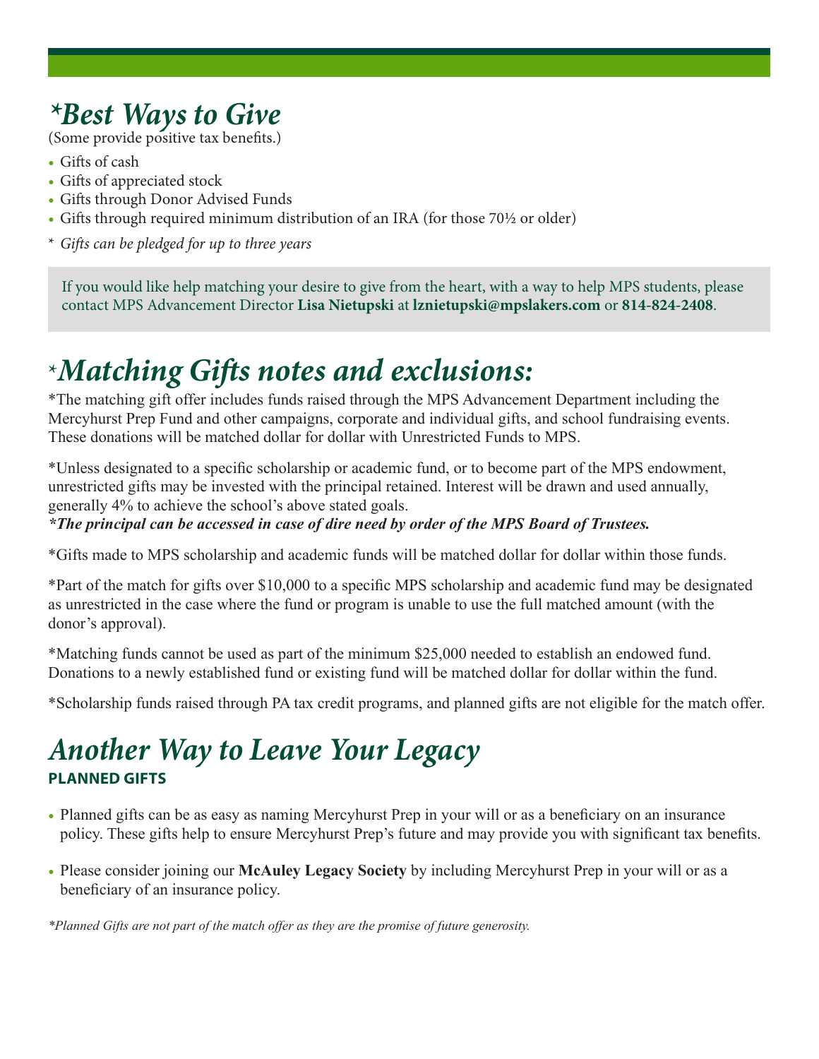## *\*Best Ways to Give*

(Some provide positive tax benefits.)

- Gifts of cash
- Gifts of appreciated stock
- Gifts through Donor Advised Funds
- Gifts through required minimum distribution of an IRA (for those 70½ or older)

\* *Gifts can be pledged for up to three years*

If you would like help matching your desire to give from the heart, with a way to help MPS students, please contact MPS Advancement Director **Lisa Nietupski** at **lznietupski@mpslakers.com** or **814-824-2408**.

## *\*Matching Gifts notes and exclusions:*

\*The matching gift offer includes funds raised through the MPS Advancement Department including the Mercyhurst Prep Fund and other campaigns, corporate and individual gifts, and school fundraising events. These donations will be matched dollar for dollar with Unrestricted Funds to MPS.

\*Unless designated to a specific scholarship or academic fund, or to become part of the MPS endowment, unrestricted gifts may be invested with the principal retained. Interest will be drawn and used annually, generally 4% to achieve the school's above stated goals.
***\*The principal can be accessed in case of dire need by order of the MPS Board of Trustees.***

\*Gifts made to MPS scholarship and academic funds will be matched dollar for dollar within those funds.

\*Part of the match for gifts over $10,000 to a specific MPS scholarship and academic fund may be designated as unrestricted in the case where the fund or program is unable to use the full matched amount (with the donor's approval).

\*Matching funds cannot be used as part of the minimum $25,000 needed to establish an endowed fund. Donations to a newly established fund or existing fund will be matched dollar for dollar within the fund.

\*Scholarship funds raised through PA tax credit programs, and planned gifts are not eligible for the match offer.

## *Another Way to Leave Your Legacy*

### PLANNED GIFTS

- Planned gifts can be as easy as naming Mercyhurst Prep in your will or as a beneficiary on an insurance policy. These gifts help to ensure Mercyhurst Prep's future and may provide you with significant tax benefits.
- Please consider joining our **McAuley Legacy Society** by including Mercyhurst Prep in your will or as a beneficiary of an insurance policy.

*\*Planned Gifts are not part of the match offer as they are the promise of future generosity.*